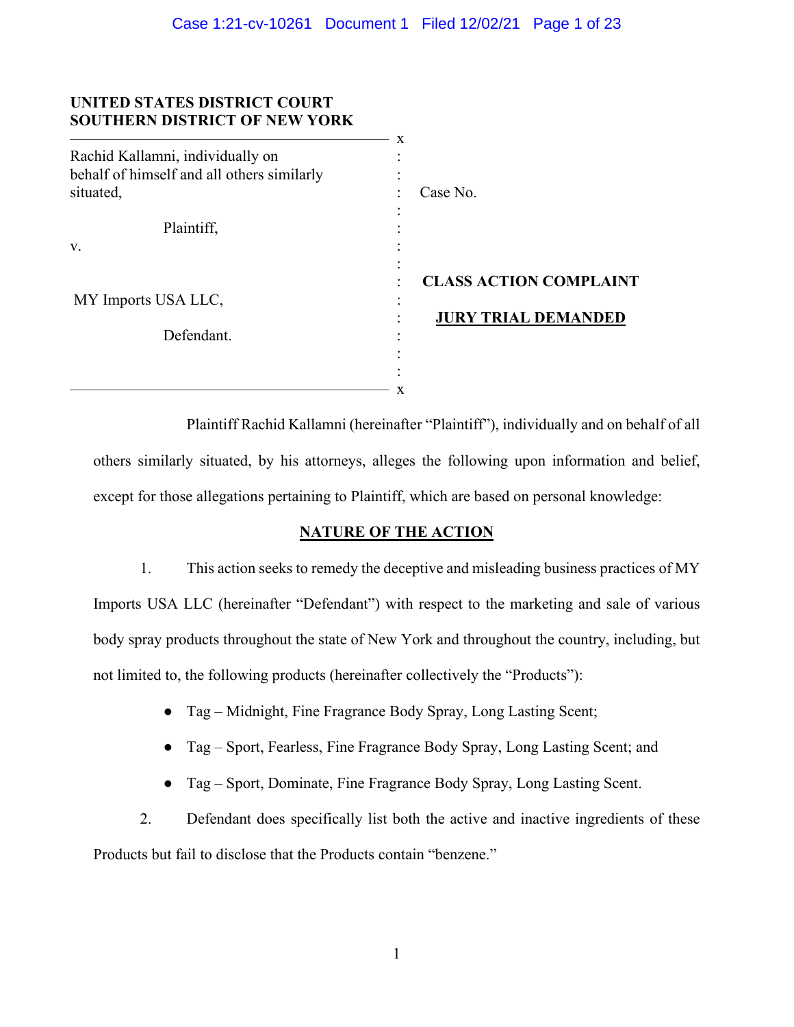**UNITED STATES DISTRICT COURT**
**SOUTHERN DISTRICT OF NEW YORK**

| | |
|---|---|
| Rachid Kallamni, individually on behalf of himself and all others similarly situated,<br><br>Plaintiff,<br><br>v.<br><br>MY Imports USA LLC,<br><br>Defendant. | Case No.<br><br>**CLASS ACTION COMPLAINT**<br><br>**JURY TRIAL DEMANDED** |

Plaintiff Rachid Kallamni (hereinafter "Plaintiff"), individually and on behalf of all others similarly situated, by his attorneys, alleges the following upon information and belief, except for those allegations pertaining to Plaintiff, which are based on personal knowledge:

## NATURE OF THE ACTION

1. This action seeks to remedy the deceptive and misleading business practices of MY Imports USA LLC (hereinafter "Defendant") with respect to the marketing and sale of various body spray products throughout the state of New York and throughout the country, including, but not limited to, the following products (hereinafter collectively the "Products"):

- Tag – Midnight, Fine Fragrance Body Spray, Long Lasting Scent;
- Tag – Sport, Fearless, Fine Fragrance Body Spray, Long Lasting Scent; and
- Tag – Sport, Dominate, Fine Fragrance Body Spray, Long Lasting Scent.

2. Defendant does specifically list both the active and inactive ingredients of these Products but fail to disclose that the Products contain "benzene."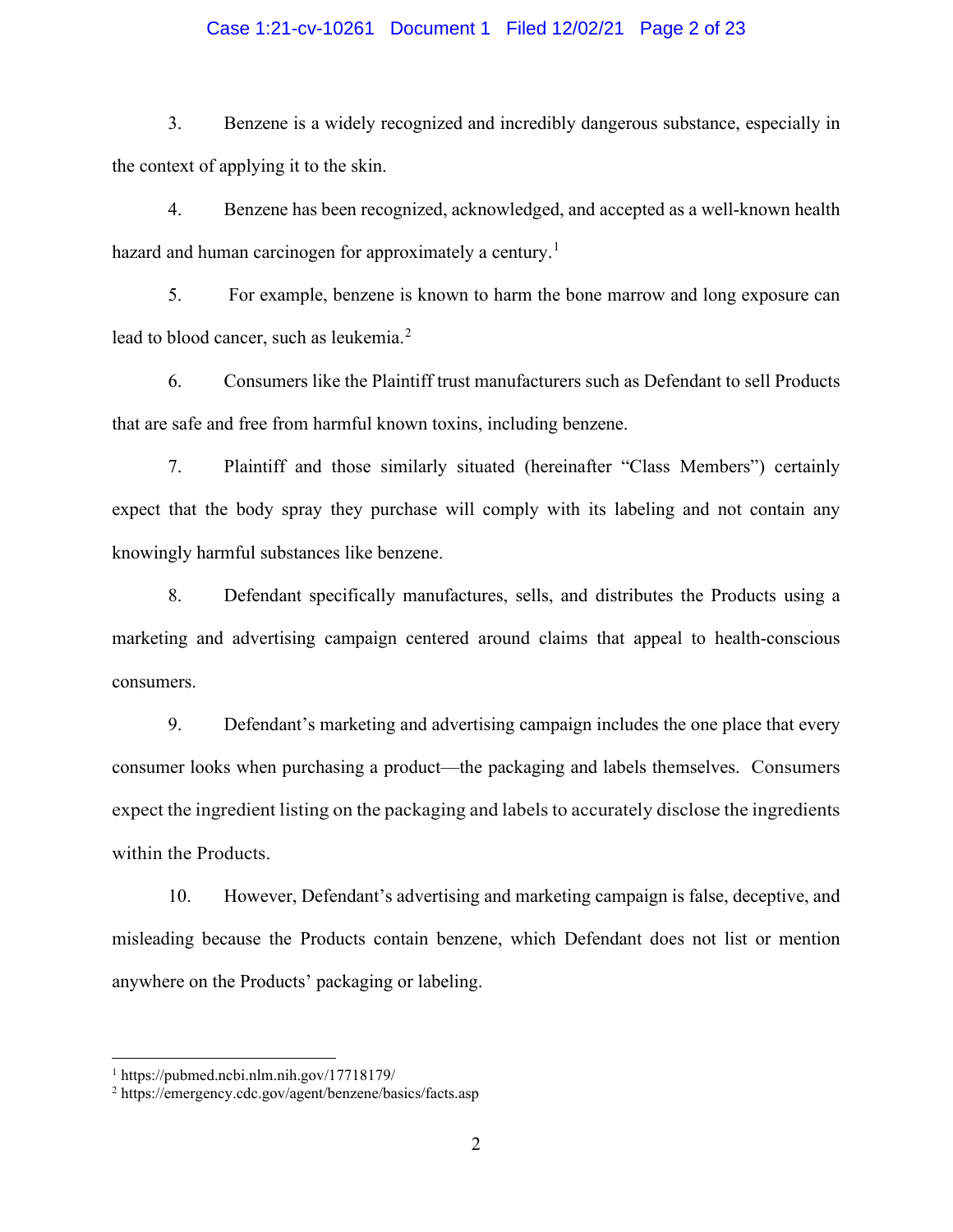3. Benzene is a widely recognized and incredibly dangerous substance, especially in the context of applying it to the skin.

4. Benzene has been recognized, acknowledged, and accepted as a well-known health hazard and human carcinogen for approximately a century.[1]

5. For example, benzene is known to harm the bone marrow and long exposure can lead to blood cancer, such as leukemia.[2]

6. Consumers like the Plaintiff trust manufacturers such as Defendant to sell Products that are safe and free from harmful known toxins, including benzene.

7. Plaintiff and those similarly situated (hereinafter "Class Members") certainly expect that the body spray they purchase will comply with its labeling and not contain any knowingly harmful substances like benzene.

8. Defendant specifically manufactures, sells, and distributes the Products using a marketing and advertising campaign centered around claims that appeal to health-conscious consumers.

9. Defendant's marketing and advertising campaign includes the one place that every consumer looks when purchasing a product—the packaging and labels themselves. Consumers expect the ingredient listing on the packaging and labels to accurately disclose the ingredients within the Products.

10. However, Defendant's advertising and marketing campaign is false, deceptive, and misleading because the Products contain benzene, which Defendant does not list or mention anywhere on the Products' packaging or labeling.

---

[1] https://pubmed.ncbi.nlm.nih.gov/17718179/

[2] https://emergency.cdc.gov/agent/benzene/basics/facts.asp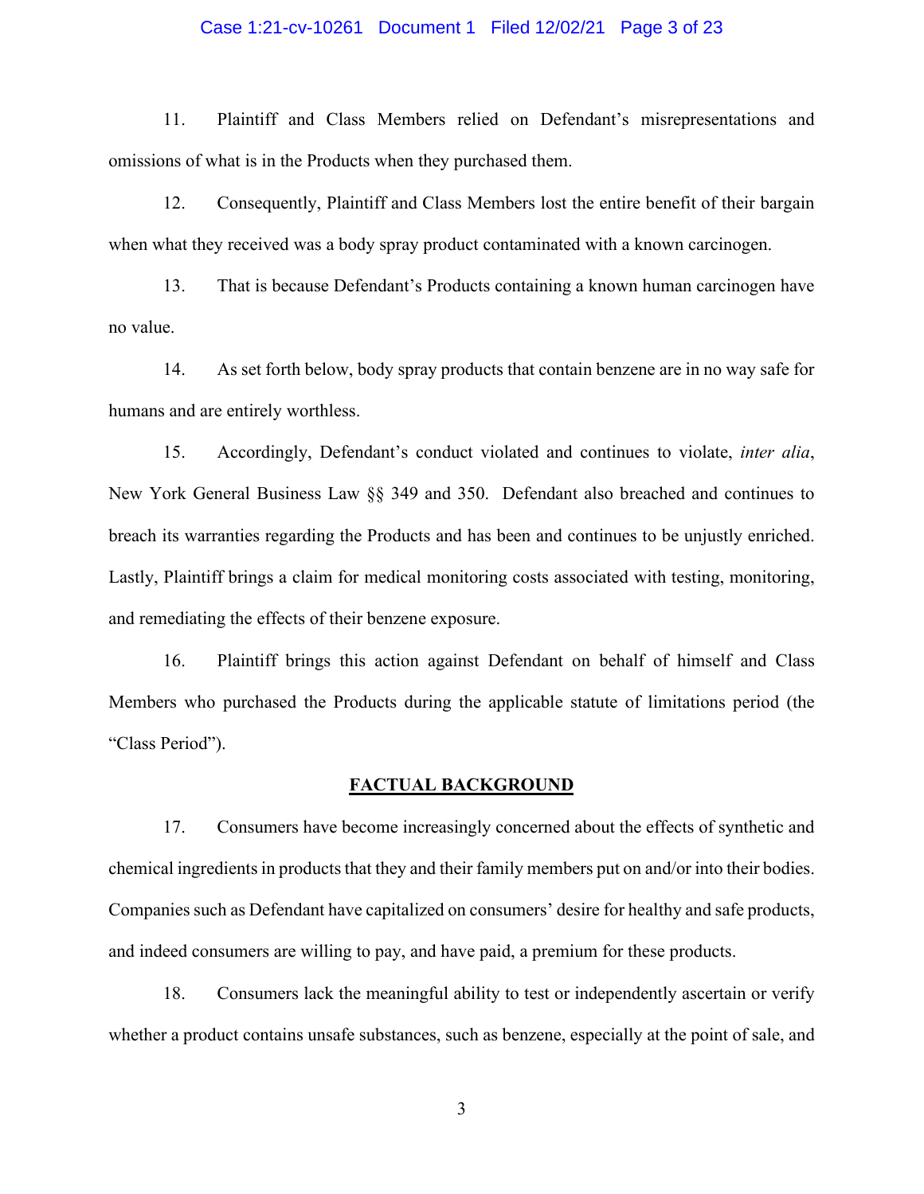11. Plaintiff and Class Members relied on Defendant's misrepresentations and omissions of what is in the Products when they purchased them.

12. Consequently, Plaintiff and Class Members lost the entire benefit of their bargain when what they received was a body spray product contaminated with a known carcinogen.

13. That is because Defendant's Products containing a known human carcinogen have no value.

14. As set forth below, body spray products that contain benzene are in no way safe for humans and are entirely worthless.

15. Accordingly, Defendant's conduct violated and continues to violate, *inter alia*, New York General Business Law §§ 349 and 350. Defendant also breached and continues to breach its warranties regarding the Products and has been and continues to be unjustly enriched. Lastly, Plaintiff brings a claim for medical monitoring costs associated with testing, monitoring, and remediating the effects of their benzene exposure.

16. Plaintiff brings this action against Defendant on behalf of himself and Class Members who purchased the Products during the applicable statute of limitations period (the "Class Period").

## FACTUAL BACKGROUND

17. Consumers have become increasingly concerned about the effects of synthetic and chemical ingredients in products that they and their family members put on and/or into their bodies. Companies such as Defendant have capitalized on consumers' desire for healthy and safe products, and indeed consumers are willing to pay, and have paid, a premium for these products.

18. Consumers lack the meaningful ability to test or independently ascertain or verify whether a product contains unsafe substances, such as benzene, especially at the point of sale, and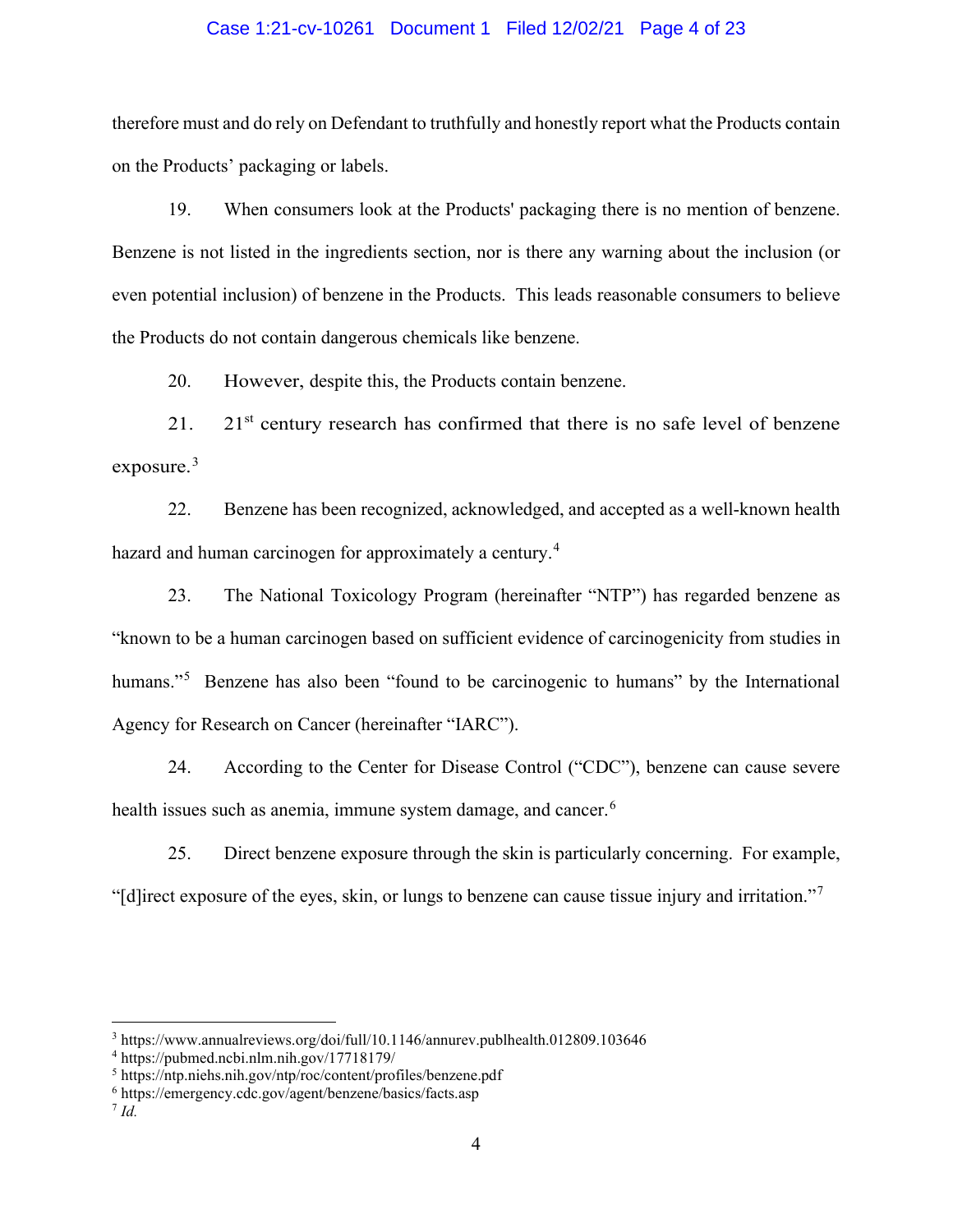therefore must and do rely on Defendant to truthfully and honestly report what the Products contain on the Products' packaging or labels.

19. When consumers look at the Products' packaging there is no mention of benzene. Benzene is not listed in the ingredients section, nor is there any warning about the inclusion (or even potential inclusion) of benzene in the Products. This leads reasonable consumers to believe the Products do not contain dangerous chemicals like benzene.

20. However, despite this, the Products contain benzene.

21. 21st century research has confirmed that there is no safe level of benzene exposure.[3]

22. Benzene has been recognized, acknowledged, and accepted as a well-known health hazard and human carcinogen for approximately a century.[4]

23. The National Toxicology Program (hereinafter "NTP") has regarded benzene as "known to be a human carcinogen based on sufficient evidence of carcinogenicity from studies in humans."[5] Benzene has also been "found to be carcinogenic to humans" by the International Agency for Research on Cancer (hereinafter "IARC").

24. According to the Center for Disease Control ("CDC"), benzene can cause severe health issues such as anemia, immune system damage, and cancer.[6]

25. Direct benzene exposure through the skin is particularly concerning. For example, "[d]irect exposure of the eyes, skin, or lungs to benzene can cause tissue injury and irritation."[7]

---

[3] https://www.annualreviews.org/doi/full/10.1146/annurev.publhealth.012809.103646

[4] https://pubmed.ncbi.nlm.nih.gov/17718179/

[5] https://ntp.niehs.nih.gov/ntp/roc/content/profiles/benzene.pdf

[6] https://emergency.cdc.gov/agent/benzene/basics/facts.asp

[7] *Id.*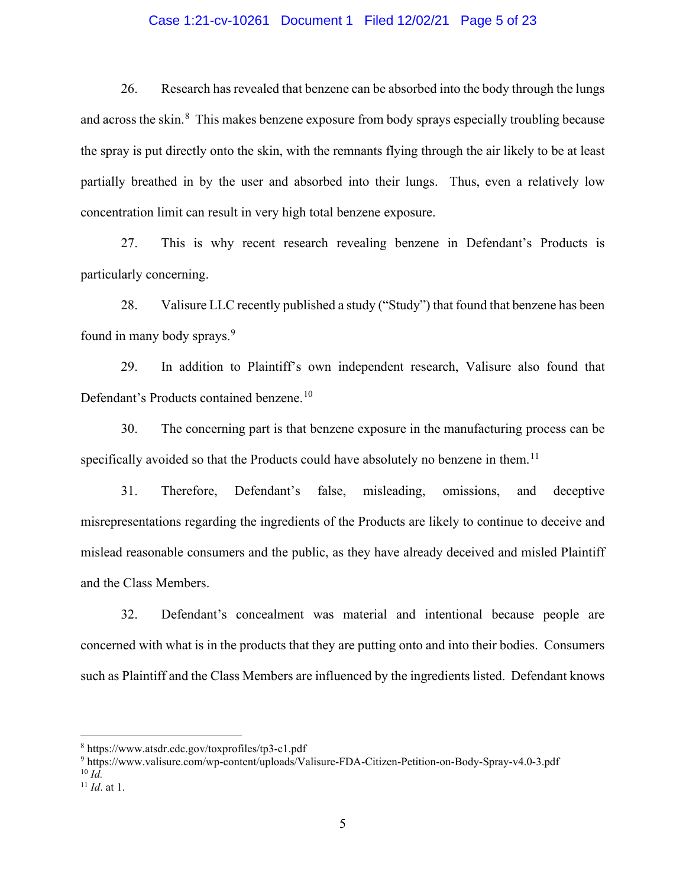26. Research has revealed that benzene can be absorbed into the body through the lungs and across the skin.[8] This makes benzene exposure from body sprays especially troubling because the spray is put directly onto the skin, with the remnants flying through the air likely to be at least partially breathed in by the user and absorbed into their lungs. Thus, even a relatively low concentration limit can result in very high total benzene exposure.

27. This is why recent research revealing benzene in Defendant's Products is particularly concerning.

28. Valisure LLC recently published a study ("Study") that found that benzene has been found in many body sprays.[9]

29. In addition to Plaintiff's own independent research, Valisure also found that Defendant's Products contained benzene.[10]

30. The concerning part is that benzene exposure in the manufacturing process can be specifically avoided so that the Products could have absolutely no benzene in them.[11]

31. Therefore, Defendant's false, misleading, omissions, and deceptive misrepresentations regarding the ingredients of the Products are likely to continue to deceive and mislead reasonable consumers and the public, as they have already deceived and misled Plaintiff and the Class Members.

32. Defendant's concealment was material and intentional because people are concerned with what is in the products that they are putting onto and into their bodies. Consumers such as Plaintiff and the Class Members are influenced by the ingredients listed. Defendant knows

---

[8] https://www.atsdr.cdc.gov/toxprofiles/tp3-c1.pdf

[9] https://www.valisure.com/wp-content/uploads/Valisure-FDA-Citizen-Petition-on-Body-Spray-v4.0-3.pdf

[10] *Id.*

[11] *Id*. at 1.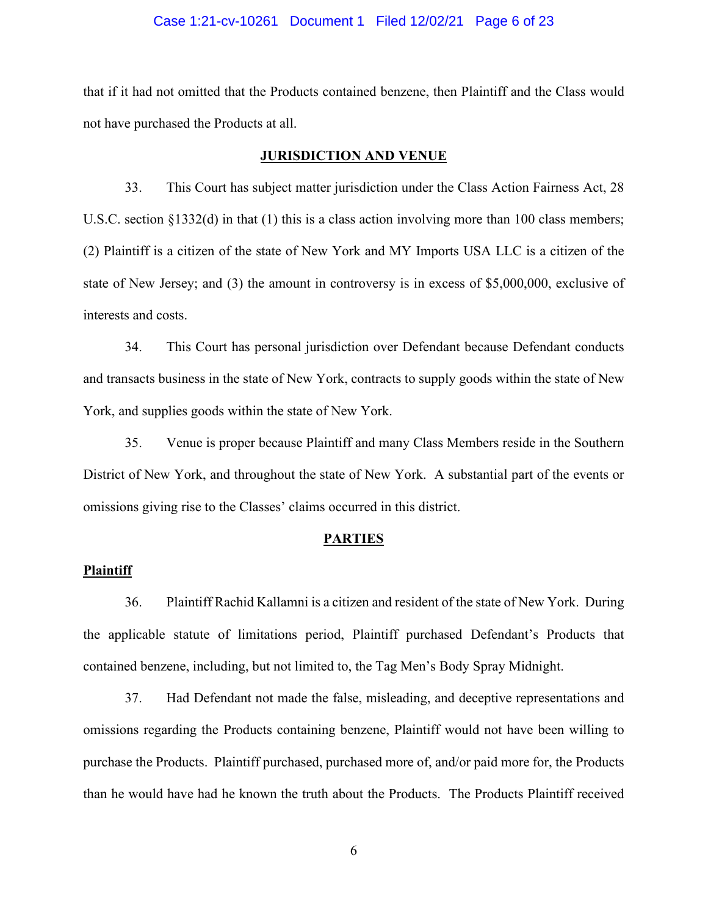that if it had not omitted that the Products contained benzene, then Plaintiff and the Class would not have purchased the Products at all.

## JURISDICTION AND VENUE

33. This Court has subject matter jurisdiction under the Class Action Fairness Act, 28 U.S.C. section §1332(d) in that (1) this is a class action involving more than 100 class members; (2) Plaintiff is a citizen of the state of New York and MY Imports USA LLC is a citizen of the state of New Jersey; and (3) the amount in controversy is in excess of $5,000,000, exclusive of interests and costs.

34. This Court has personal jurisdiction over Defendant because Defendant conducts and transacts business in the state of New York, contracts to supply goods within the state of New York, and supplies goods within the state of New York.

35. Venue is proper because Plaintiff and many Class Members reside in the Southern District of New York, and throughout the state of New York. A substantial part of the events or omissions giving rise to the Classes' claims occurred in this district.

## PARTIES

### Plaintiff

36. Plaintiff Rachid Kallamni is a citizen and resident of the state of New York. During the applicable statute of limitations period, Plaintiff purchased Defendant's Products that contained benzene, including, but not limited to, the Tag Men's Body Spray Midnight.

37. Had Defendant not made the false, misleading, and deceptive representations and omissions regarding the Products containing benzene, Plaintiff would not have been willing to purchase the Products. Plaintiff purchased, purchased more of, and/or paid more for, the Products than he would have had he known the truth about the Products. The Products Plaintiff received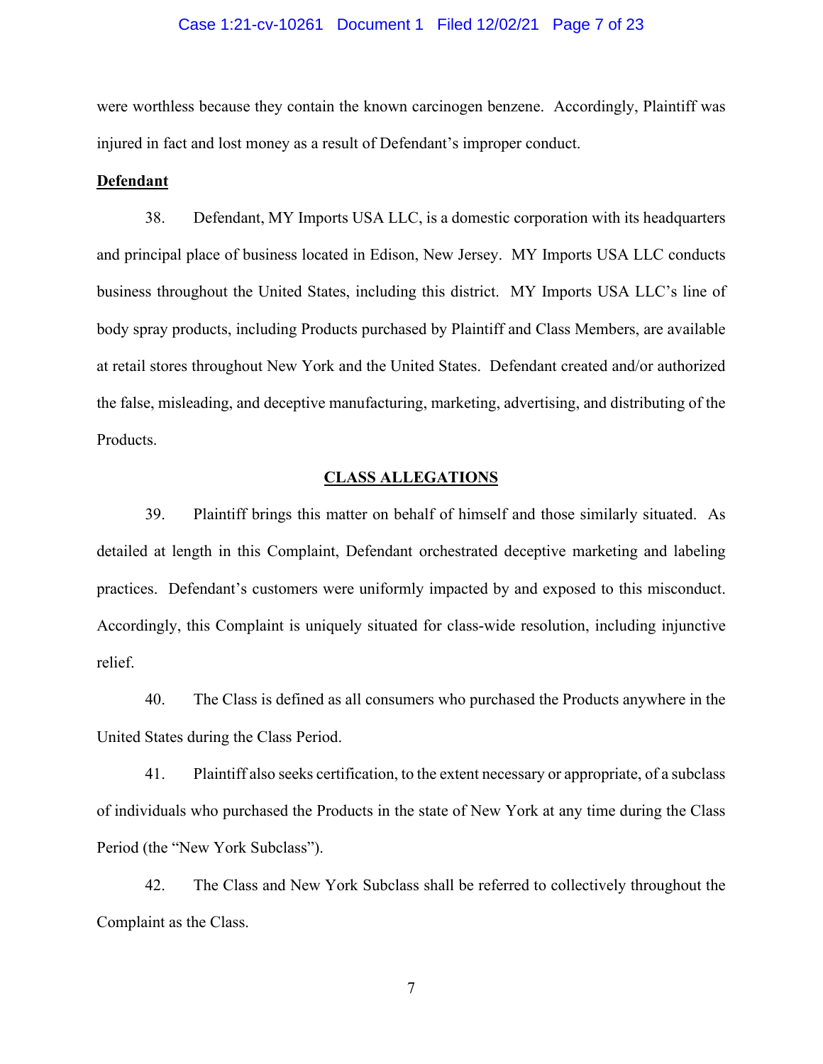were worthless because they contain the known carcinogen benzene. Accordingly, Plaintiff was injured in fact and lost money as a result of Defendant's improper conduct.

**Defendant**

38. Defendant, MY Imports USA LLC, is a domestic corporation with its headquarters and principal place of business located in Edison, New Jersey. MY Imports USA LLC conducts business throughout the United States, including this district. MY Imports USA LLC's line of body spray products, including Products purchased by Plaintiff and Class Members, are available at retail stores throughout New York and the United States. Defendant created and/or authorized the false, misleading, and deceptive manufacturing, marketing, advertising, and distributing of the Products.

## CLASS ALLEGATIONS

39. Plaintiff brings this matter on behalf of himself and those similarly situated. As detailed at length in this Complaint, Defendant orchestrated deceptive marketing and labeling practices. Defendant's customers were uniformly impacted by and exposed to this misconduct. Accordingly, this Complaint is uniquely situated for class-wide resolution, including injunctive relief.

40. The Class is defined as all consumers who purchased the Products anywhere in the United States during the Class Period.

41. Plaintiff also seeks certification, to the extent necessary or appropriate, of a subclass of individuals who purchased the Products in the state of New York at any time during the Class Period (the "New York Subclass").

42. The Class and New York Subclass shall be referred to collectively throughout the Complaint as the Class.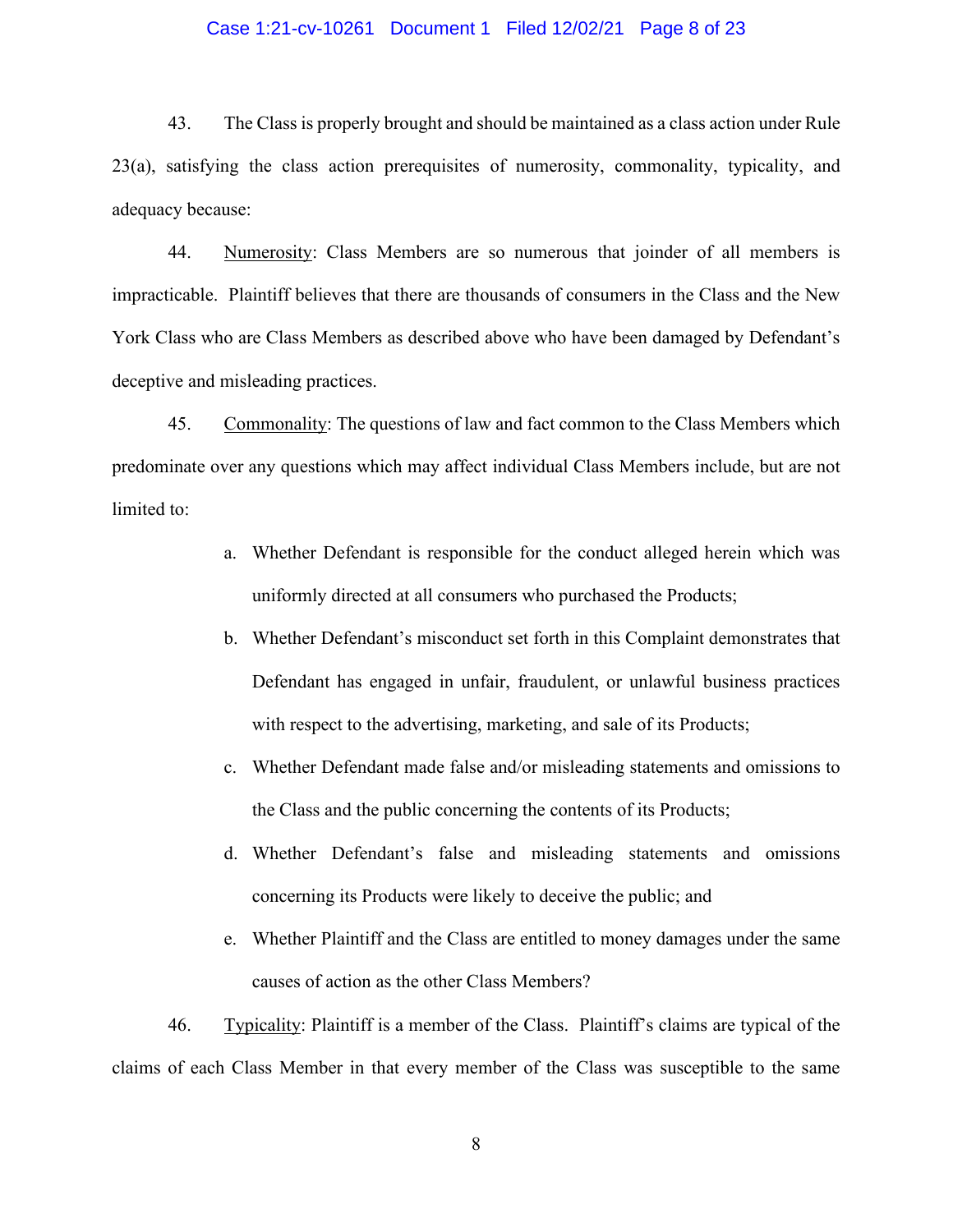43. The Class is properly brought and should be maintained as a class action under Rule 23(a), satisfying the class action prerequisites of numerosity, commonality, typicality, and adequacy because:

44. <u>Numerosity</u>: Class Members are so numerous that joinder of all members is impracticable. Plaintiff believes that there are thousands of consumers in the Class and the New York Class who are Class Members as described above who have been damaged by Defendant's deceptive and misleading practices.

45. <u>Commonality</u>: The questions of law and fact common to the Class Members which predominate over any questions which may affect individual Class Members include, but are not limited to:

a. Whether Defendant is responsible for the conduct alleged herein which was uniformly directed at all consumers who purchased the Products;

b. Whether Defendant's misconduct set forth in this Complaint demonstrates that Defendant has engaged in unfair, fraudulent, or unlawful business practices with respect to the advertising, marketing, and sale of its Products;

c. Whether Defendant made false and/or misleading statements and omissions to the Class and the public concerning the contents of its Products;

d. Whether Defendant's false and misleading statements and omissions concerning its Products were likely to deceive the public; and

e. Whether Plaintiff and the Class are entitled to money damages under the same causes of action as the other Class Members?

46. <u>Typicality</u>: Plaintiff is a member of the Class. Plaintiff's claims are typical of the claims of each Class Member in that every member of the Class was susceptible to the same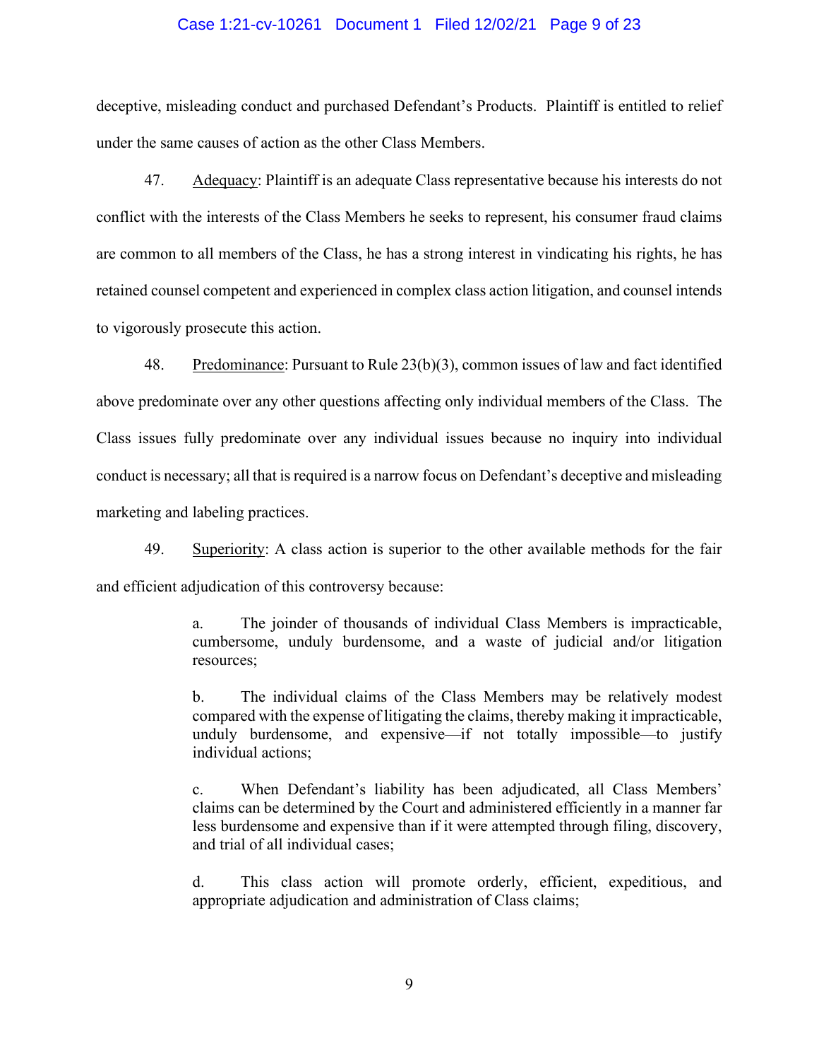deceptive, misleading conduct and purchased Defendant's Products. Plaintiff is entitled to relief under the same causes of action as the other Class Members.

47. Adequacy: Plaintiff is an adequate Class representative because his interests do not conflict with the interests of the Class Members he seeks to represent, his consumer fraud claims are common to all members of the Class, he has a strong interest in vindicating his rights, he has retained counsel competent and experienced in complex class action litigation, and counsel intends to vigorously prosecute this action.

48. Predominance: Pursuant to Rule 23(b)(3), common issues of law and fact identified above predominate over any other questions affecting only individual members of the Class. The Class issues fully predominate over any individual issues because no inquiry into individual conduct is necessary; all that is required is a narrow focus on Defendant's deceptive and misleading marketing and labeling practices.

49. Superiority: A class action is superior to the other available methods for the fair and efficient adjudication of this controversy because:

> a. The joinder of thousands of individual Class Members is impracticable, cumbersome, unduly burdensome, and a waste of judicial and/or litigation resources;
>
> b. The individual claims of the Class Members may be relatively modest compared with the expense of litigating the claims, thereby making it impracticable, unduly burdensome, and expensive—if not totally impossible—to justify individual actions;
>
> c. When Defendant's liability has been adjudicated, all Class Members' claims can be determined by the Court and administered efficiently in a manner far less burdensome and expensive than if it were attempted through filing, discovery, and trial of all individual cases;
>
> d. This class action will promote orderly, efficient, expeditious, and appropriate adjudication and administration of Class claims;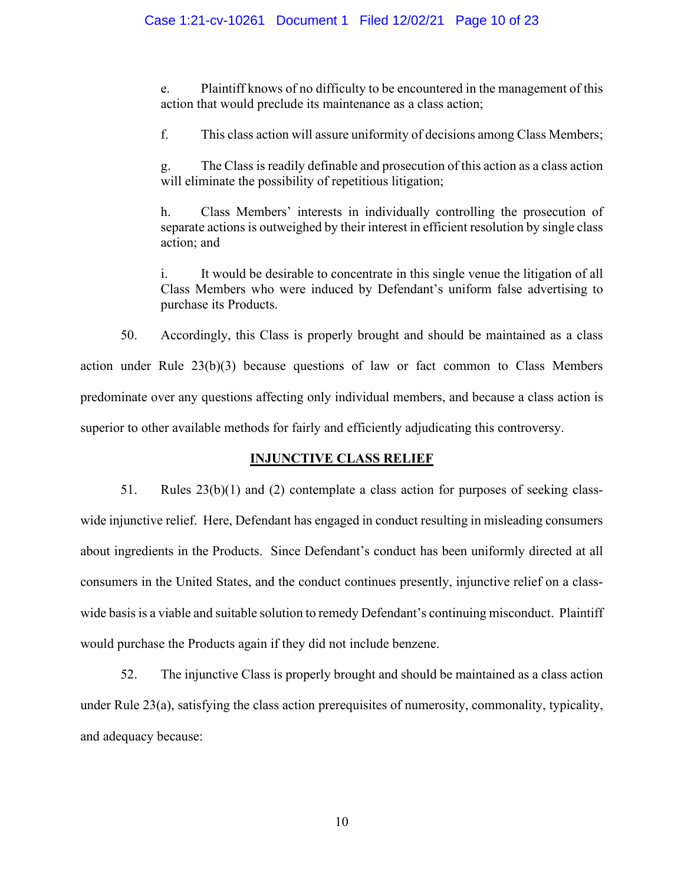e. Plaintiff knows of no difficulty to be encountered in the management of this action that would preclude its maintenance as a class action;

f. This class action will assure uniformity of decisions among Class Members;

g. The Class is readily definable and prosecution of this action as a class action will eliminate the possibility of repetitious litigation;

h. Class Members' interests in individually controlling the prosecution of separate actions is outweighed by their interest in efficient resolution by single class action; and

i. It would be desirable to concentrate in this single venue the litigation of all Class Members who were induced by Defendant's uniform false advertising to purchase its Products.

50. Accordingly, this Class is properly brought and should be maintained as a class action under Rule 23(b)(3) because questions of law or fact common to Class Members predominate over any questions affecting only individual members, and because a class action is superior to other available methods for fairly and efficiently adjudicating this controversy.

## INJUNCTIVE CLASS RELIEF

51. Rules 23(b)(1) and (2) contemplate a class action for purposes of seeking class-wide injunctive relief. Here, Defendant has engaged in conduct resulting in misleading consumers about ingredients in the Products. Since Defendant's conduct has been uniformly directed at all consumers in the United States, and the conduct continues presently, injunctive relief on a class-wide basis is a viable and suitable solution to remedy Defendant's continuing misconduct. Plaintiff would purchase the Products again if they did not include benzene.

52. The injunctive Class is properly brought and should be maintained as a class action under Rule 23(a), satisfying the class action prerequisites of numerosity, commonality, typicality, and adequacy because: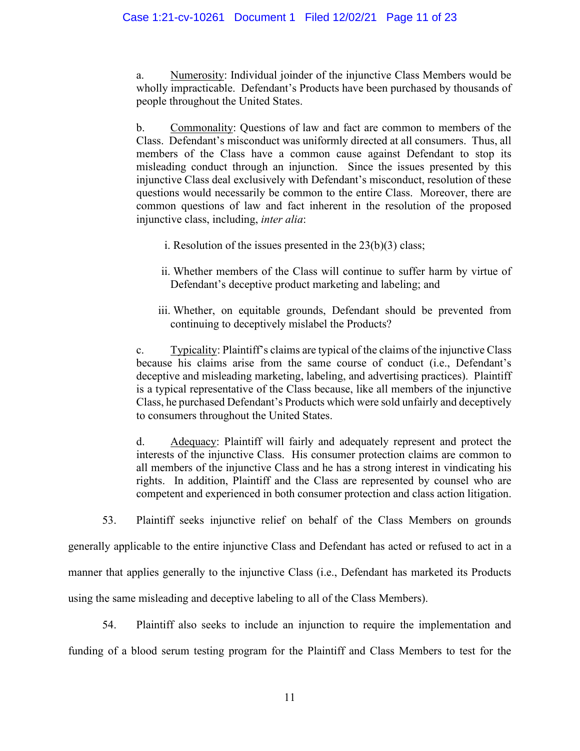a. Numerosity: Individual joinder of the injunctive Class Members would be wholly impracticable. Defendant's Products have been purchased by thousands of people throughout the United States.

b. Commonality: Questions of law and fact are common to members of the Class. Defendant's misconduct was uniformly directed at all consumers. Thus, all members of the Class have a common cause against Defendant to stop its misleading conduct through an injunction. Since the issues presented by this injunctive Class deal exclusively with Defendant's misconduct, resolution of these questions would necessarily be common to the entire Class. Moreover, there are common questions of law and fact inherent in the resolution of the proposed injunctive class, including, *inter alia*:

i. Resolution of the issues presented in the 23(b)(3) class;

ii. Whether members of the Class will continue to suffer harm by virtue of Defendant's deceptive product marketing and labeling; and

iii. Whether, on equitable grounds, Defendant should be prevented from continuing to deceptively mislabel the Products?

c. Typicality: Plaintiff's claims are typical of the claims of the injunctive Class because his claims arise from the same course of conduct (i.e., Defendant's deceptive and misleading marketing, labeling, and advertising practices). Plaintiff is a typical representative of the Class because, like all members of the injunctive Class, he purchased Defendant's Products which were sold unfairly and deceptively to consumers throughout the United States.

d. Adequacy: Plaintiff will fairly and adequately represent and protect the interests of the injunctive Class. His consumer protection claims are common to all members of the injunctive Class and he has a strong interest in vindicating his rights. In addition, Plaintiff and the Class are represented by counsel who are competent and experienced in both consumer protection and class action litigation.

53. Plaintiff seeks injunctive relief on behalf of the Class Members on grounds generally applicable to the entire injunctive Class and Defendant has acted or refused to act in a manner that applies generally to the injunctive Class (i.e., Defendant has marketed its Products using the same misleading and deceptive labeling to all of the Class Members).

54. Plaintiff also seeks to include an injunction to require the implementation and funding of a blood serum testing program for the Plaintiff and Class Members to test for the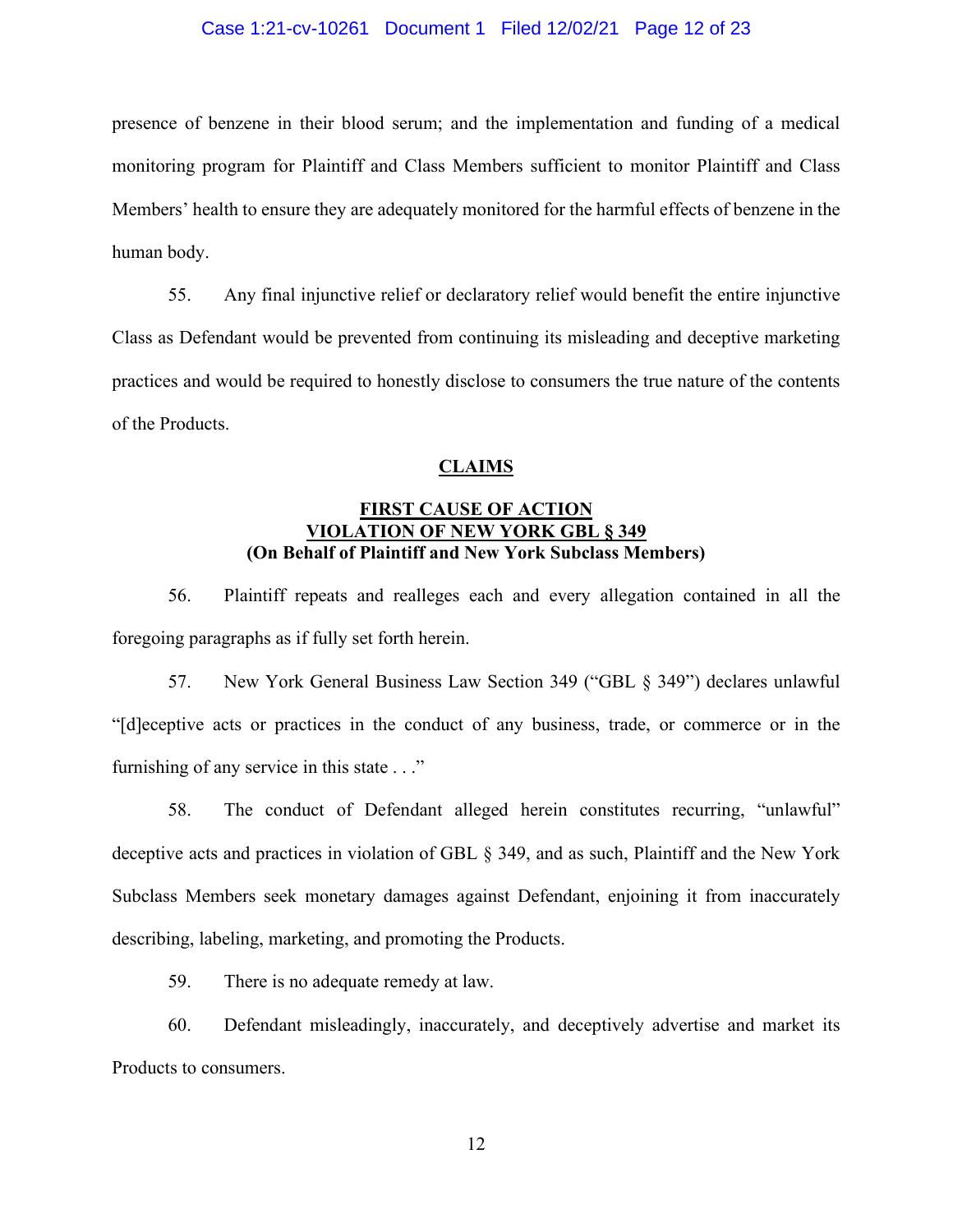presence of benzene in their blood serum; and the implementation and funding of a medical monitoring program for Plaintiff and Class Members sufficient to monitor Plaintiff and Class Members' health to ensure they are adequately monitored for the harmful effects of benzene in the human body.

55. Any final injunctive relief or declaratory relief would benefit the entire injunctive Class as Defendant would be prevented from continuing its misleading and deceptive marketing practices and would be required to honestly disclose to consumers the true nature of the contents of the Products.

## CLAIMS

### FIRST CAUSE OF ACTION
### VIOLATION OF NEW YORK GBL § 349
**(On Behalf of Plaintiff and New York Subclass Members)**

56. Plaintiff repeats and realleges each and every allegation contained in all the foregoing paragraphs as if fully set forth herein.

57. New York General Business Law Section 349 ("GBL § 349") declares unlawful "[d]eceptive acts or practices in the conduct of any business, trade, or commerce or in the furnishing of any service in this state . . ."

58. The conduct of Defendant alleged herein constitutes recurring, "unlawful" deceptive acts and practices in violation of GBL § 349, and as such, Plaintiff and the New York Subclass Members seek monetary damages against Defendant, enjoining it from inaccurately describing, labeling, marketing, and promoting the Products.

59. There is no adequate remedy at law.

60. Defendant misleadingly, inaccurately, and deceptively advertise and market its Products to consumers.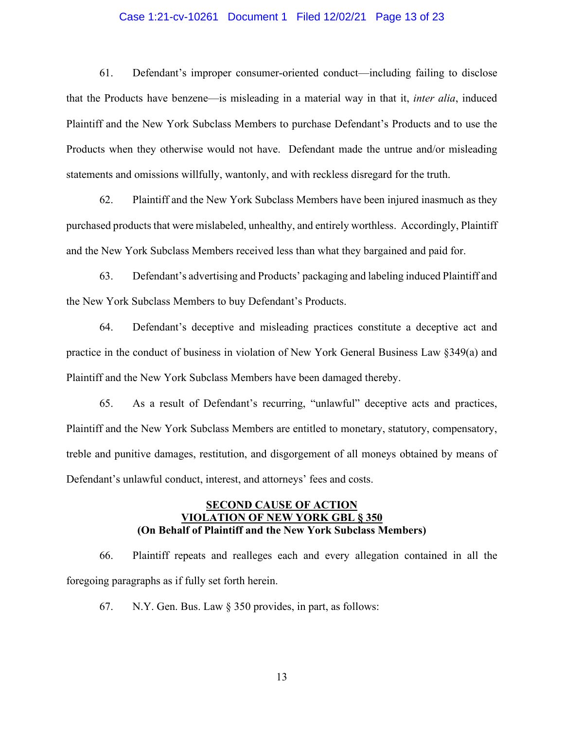61. Defendant's improper consumer-oriented conduct—including failing to disclose that the Products have benzene—is misleading in a material way in that it, *inter alia*, induced Plaintiff and the New York Subclass Members to purchase Defendant's Products and to use the Products when they otherwise would not have. Defendant made the untrue and/or misleading statements and omissions willfully, wantonly, and with reckless disregard for the truth.

62. Plaintiff and the New York Subclass Members have been injured inasmuch as they purchased products that were mislabeled, unhealthy, and entirely worthless. Accordingly, Plaintiff and the New York Subclass Members received less than what they bargained and paid for.

63. Defendant's advertising and Products' packaging and labeling induced Plaintiff and the New York Subclass Members to buy Defendant's Products.

64. Defendant's deceptive and misleading practices constitute a deceptive act and practice in the conduct of business in violation of New York General Business Law §349(a) and Plaintiff and the New York Subclass Members have been damaged thereby.

65. As a result of Defendant's recurring, "unlawful" deceptive acts and practices, Plaintiff and the New York Subclass Members are entitled to monetary, statutory, compensatory, treble and punitive damages, restitution, and disgorgement of all moneys obtained by means of Defendant's unlawful conduct, interest, and attorneys' fees and costs.

**SECOND CAUSE OF ACTION**
**VIOLATION OF NEW YORK GBL § 350**
**(On Behalf of Plaintiff and the New York Subclass Members)**

66. Plaintiff repeats and realleges each and every allegation contained in all the foregoing paragraphs as if fully set forth herein.

67. N.Y. Gen. Bus. Law § 350 provides, in part, as follows: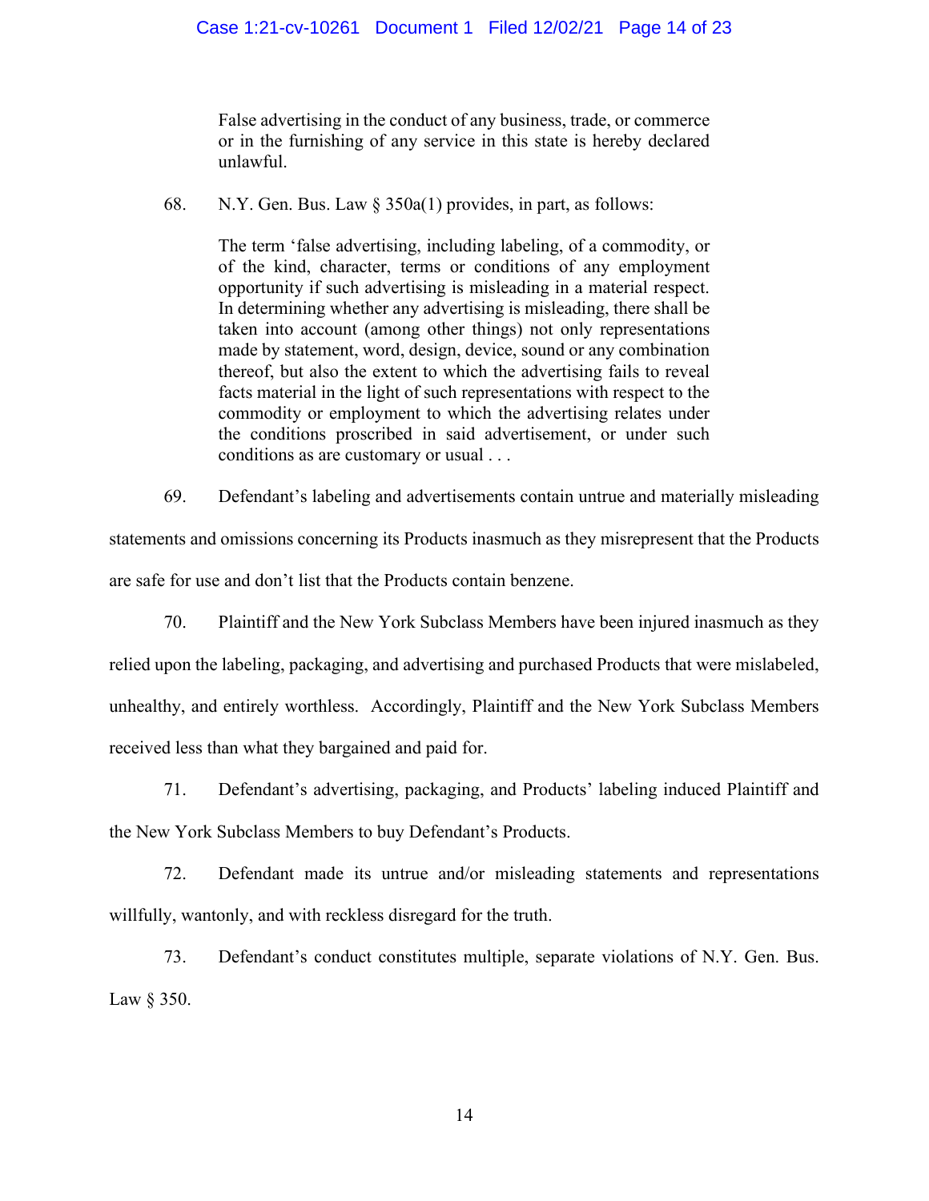> False advertising in the conduct of any business, trade, or commerce or in the furnishing of any service in this state is hereby declared unlawful.

68. N.Y. Gen. Bus. Law § 350a(1) provides, in part, as follows:

> The term 'false advertising, including labeling, of a commodity, or of the kind, character, terms or conditions of any employment opportunity if such advertising is misleading in a material respect. In determining whether any advertising is misleading, there shall be taken into account (among other things) not only representations made by statement, word, design, device, sound or any combination thereof, but also the extent to which the advertising fails to reveal facts material in the light of such representations with respect to the commodity or employment to which the advertising relates under the conditions proscribed in said advertisement, or under such conditions as are customary or usual . . .

69. Defendant's labeling and advertisements contain untrue and materially misleading statements and omissions concerning its Products inasmuch as they misrepresent that the Products are safe for use and don't list that the Products contain benzene.

70. Plaintiff and the New York Subclass Members have been injured inasmuch as they relied upon the labeling, packaging, and advertising and purchased Products that were mislabeled, unhealthy, and entirely worthless. Accordingly, Plaintiff and the New York Subclass Members received less than what they bargained and paid for.

71. Defendant's advertising, packaging, and Products' labeling induced Plaintiff and the New York Subclass Members to buy Defendant's Products.

72. Defendant made its untrue and/or misleading statements and representations willfully, wantonly, and with reckless disregard for the truth.

73. Defendant's conduct constitutes multiple, separate violations of N.Y. Gen. Bus. Law § 350.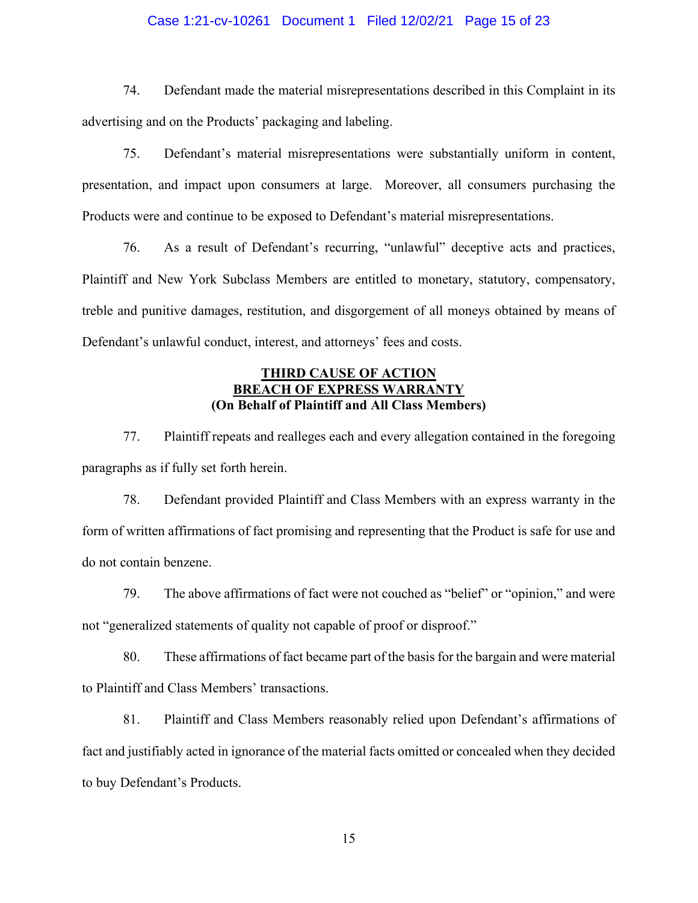74. Defendant made the material misrepresentations described in this Complaint in its advertising and on the Products' packaging and labeling.

75. Defendant's material misrepresentations were substantially uniform in content, presentation, and impact upon consumers at large. Moreover, all consumers purchasing the Products were and continue to be exposed to Defendant's material misrepresentations.

76. As a result of Defendant's recurring, "unlawful" deceptive acts and practices, Plaintiff and New York Subclass Members are entitled to monetary, statutory, compensatory, treble and punitive damages, restitution, and disgorgement of all moneys obtained by means of Defendant's unlawful conduct, interest, and attorneys' fees and costs.

## THIRD CAUSE OF ACTION
## BREACH OF EXPRESS WARRANTY
**(On Behalf of Plaintiff and All Class Members)**

77. Plaintiff repeats and realleges each and every allegation contained in the foregoing paragraphs as if fully set forth herein.

78. Defendant provided Plaintiff and Class Members with an express warranty in the form of written affirmations of fact promising and representing that the Product is safe for use and do not contain benzene.

79. The above affirmations of fact were not couched as "belief" or "opinion," and were not "generalized statements of quality not capable of proof or disproof."

80. These affirmations of fact became part of the basis for the bargain and were material to Plaintiff and Class Members' transactions.

81. Plaintiff and Class Members reasonably relied upon Defendant's affirmations of fact and justifiably acted in ignorance of the material facts omitted or concealed when they decided to buy Defendant's Products.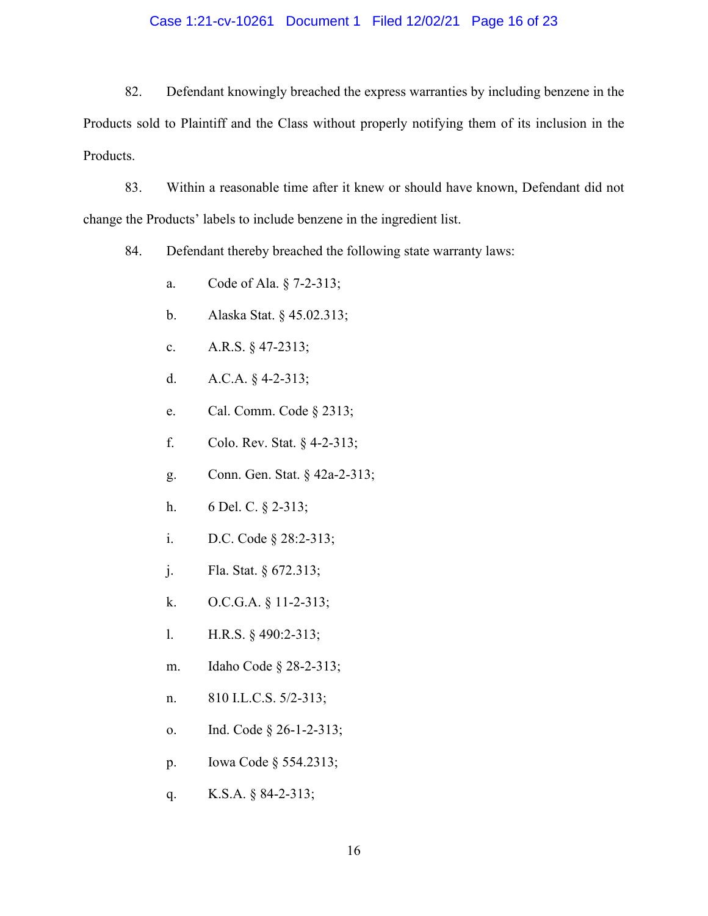82. Defendant knowingly breached the express warranties by including benzene in the Products sold to Plaintiff and the Class without properly notifying them of its inclusion in the Products.

83. Within a reasonable time after it knew or should have known, Defendant did not change the Products' labels to include benzene in the ingredient list.

84. Defendant thereby breached the following state warranty laws:

a. Code of Ala. § 7-2-313;

b. Alaska Stat. § 45.02.313;

c. A.R.S. § 47-2313;

d. A.C.A. § 4-2-313;

e. Cal. Comm. Code § 2313;

f. Colo. Rev. Stat. § 4-2-313;

g. Conn. Gen. Stat. § 42a-2-313;

h. 6 Del. C. § 2-313;

i. D.C. Code § 28:2-313;

j. Fla. Stat. § 672.313;

k. O.C.G.A. § 11-2-313;

l. H.R.S. § 490:2-313;

m. Idaho Code § 28-2-313;

n. 810 I.L.C.S. 5/2-313;

o. Ind. Code § 26-1-2-313;

p. Iowa Code § 554.2313;

q. K.S.A. § 84-2-313;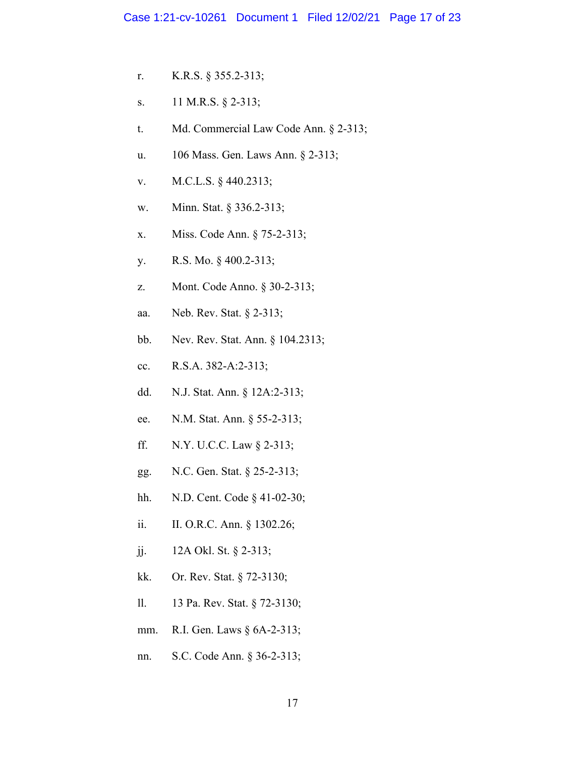r. K.R.S. § 355.2-313;

s. 11 M.R.S. § 2-313;

t. Md. Commercial Law Code Ann. § 2-313;

u. 106 Mass. Gen. Laws Ann. § 2-313;

v. M.C.L.S. § 440.2313;

w. Minn. Stat. § 336.2-313;

x. Miss. Code Ann. § 75-2-313;

y. R.S. Mo. § 400.2-313;

z. Mont. Code Anno. § 30-2-313;

aa. Neb. Rev. Stat. § 2-313;

bb. Nev. Rev. Stat. Ann. § 104.2313;

cc. R.S.A. 382-A:2-313;

dd. N.J. Stat. Ann. § 12A:2-313;

ee. N.M. Stat. Ann. § 55-2-313;

ff. N.Y. U.C.C. Law § 2-313;

gg. N.C. Gen. Stat. § 25-2-313;

hh. N.D. Cent. Code § 41-02-30;

ii. II. O.R.C. Ann. § 1302.26;

jj. 12A Okl. St. § 2-313;

kk. Or. Rev. Stat. § 72-3130;

ll. 13 Pa. Rev. Stat. § 72-3130;

mm. R.I. Gen. Laws § 6A-2-313;

nn. S.C. Code Ann. § 36-2-313;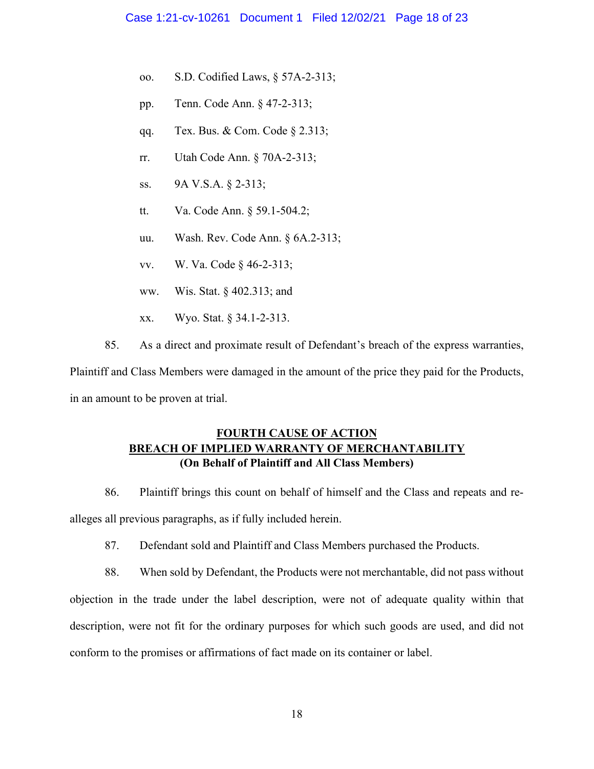oo. S.D. Codified Laws, § 57A-2-313;

pp. Tenn. Code Ann. § 47-2-313;

qq. Tex. Bus. & Com. Code § 2.313;

rr. Utah Code Ann. § 70A-2-313;

ss. 9A V.S.A. § 2-313;

tt. Va. Code Ann. § 59.1-504.2;

uu. Wash. Rev. Code Ann. § 6A.2-313;

vv. W. Va. Code § 46-2-313;

ww. Wis. Stat. § 402.313; and

xx. Wyo. Stat. § 34.1-2-313.

85. As a direct and proximate result of Defendant's breach of the express warranties, Plaintiff and Class Members were damaged in the amount of the price they paid for the Products, in an amount to be proven at trial.

**FOURTH CAUSE OF ACTION**
**BREACH OF IMPLIED WARRANTY OF MERCHANTABILITY**
**(On Behalf of Plaintiff and All Class Members)**

86. Plaintiff brings this count on behalf of himself and the Class and repeats and re-alleges all previous paragraphs, as if fully included herein.

87. Defendant sold and Plaintiff and Class Members purchased the Products.

88. When sold by Defendant, the Products were not merchantable, did not pass without objection in the trade under the label description, were not of adequate quality within that description, were not fit for the ordinary purposes for which such goods are used, and did not conform to the promises or affirmations of fact made on its container or label.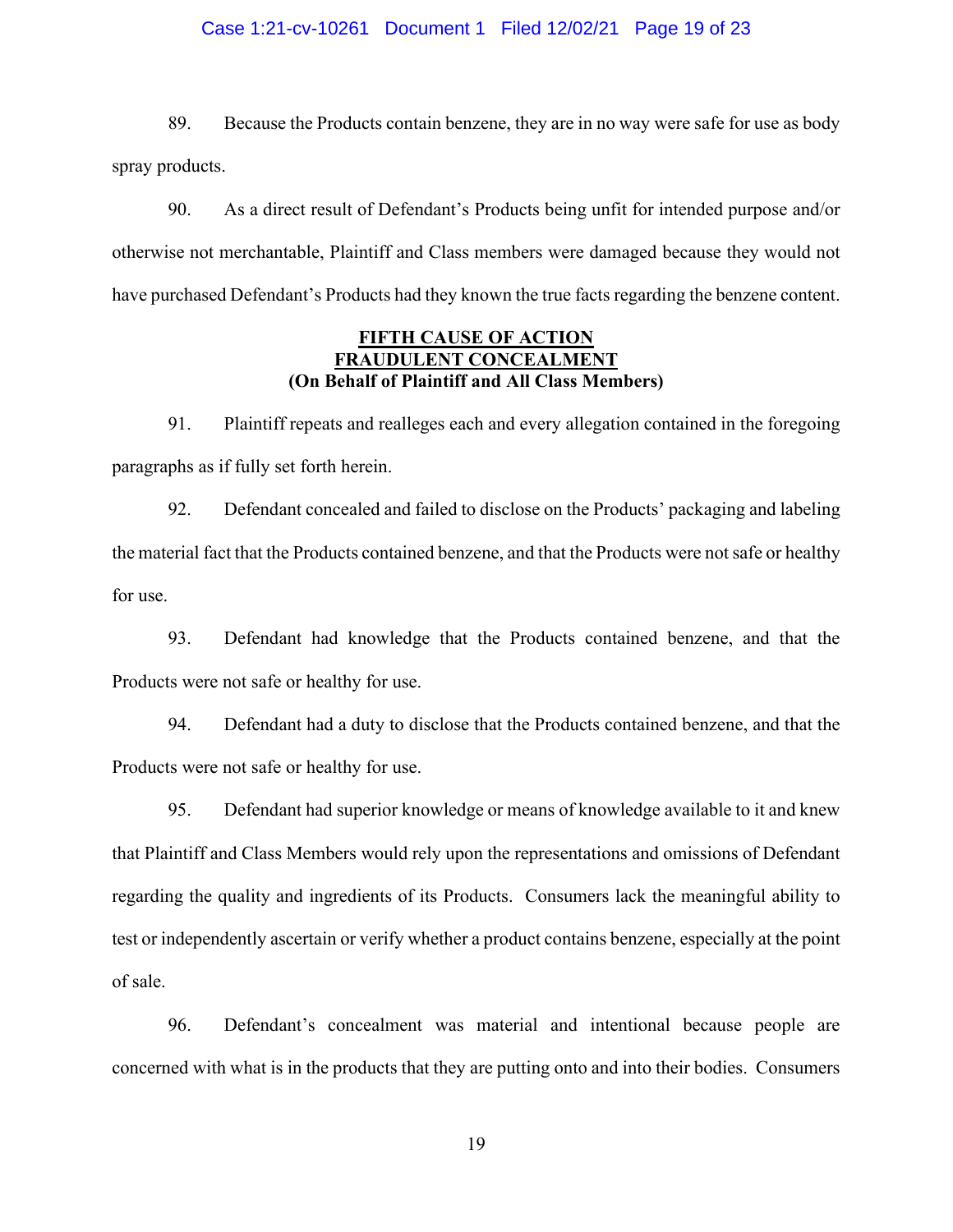89. Because the Products contain benzene, they are in no way were safe for use as body spray products.

90. As a direct result of Defendant's Products being unfit for intended purpose and/or otherwise not merchantable, Plaintiff and Class members were damaged because they would not have purchased Defendant's Products had they known the true facts regarding the benzene content.

**FIFTH CAUSE OF ACTION**
**FRAUDULENT CONCEALMENT**
**(On Behalf of Plaintiff and All Class Members)**

91. Plaintiff repeats and realleges each and every allegation contained in the foregoing paragraphs as if fully set forth herein.

92. Defendant concealed and failed to disclose on the Products' packaging and labeling the material fact that the Products contained benzene, and that the Products were not safe or healthy for use.

93. Defendant had knowledge that the Products contained benzene, and that the Products were not safe or healthy for use.

94. Defendant had a duty to disclose that the Products contained benzene, and that the Products were not safe or healthy for use.

95. Defendant had superior knowledge or means of knowledge available to it and knew that Plaintiff and Class Members would rely upon the representations and omissions of Defendant regarding the quality and ingredients of its Products. Consumers lack the meaningful ability to test or independently ascertain or verify whether a product contains benzene, especially at the point of sale.

96. Defendant's concealment was material and intentional because people are concerned with what is in the products that they are putting onto and into their bodies. Consumers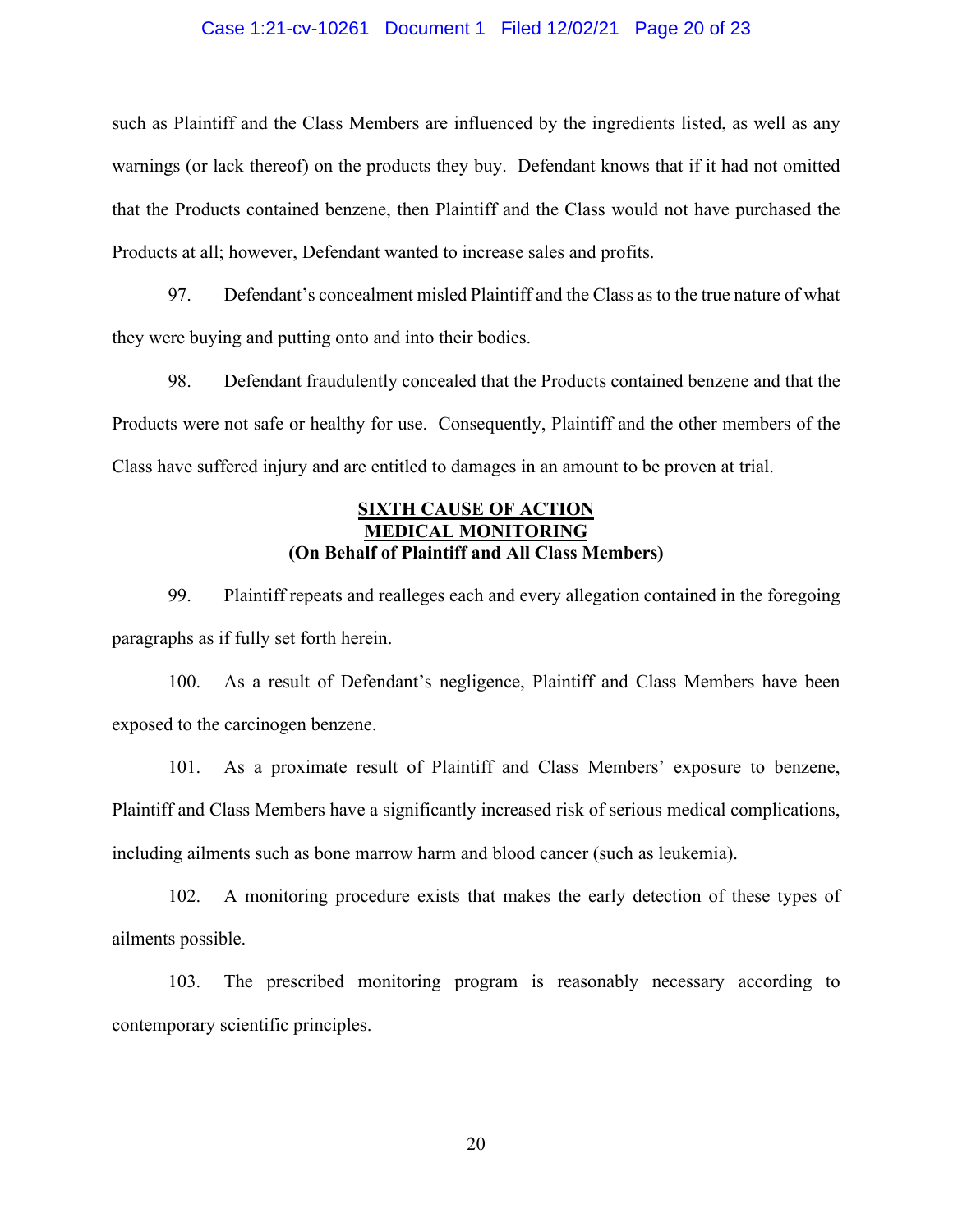such as Plaintiff and the Class Members are influenced by the ingredients listed, as well as any warnings (or lack thereof) on the products they buy. Defendant knows that if it had not omitted that the Products contained benzene, then Plaintiff and the Class would not have purchased the Products at all; however, Defendant wanted to increase sales and profits.

97. Defendant's concealment misled Plaintiff and the Class as to the true nature of what they were buying and putting onto and into their bodies.

98. Defendant fraudulently concealed that the Products contained benzene and that the Products were not safe or healthy for use. Consequently, Plaintiff and the other members of the Class have suffered injury and are entitled to damages in an amount to be proven at trial.

**SIXTH CAUSE OF ACTION**
**MEDICAL MONITORING**
**(On Behalf of Plaintiff and All Class Members)**

99. Plaintiff repeats and realleges each and every allegation contained in the foregoing paragraphs as if fully set forth herein.

100. As a result of Defendant's negligence, Plaintiff and Class Members have been exposed to the carcinogen benzene.

101. As a proximate result of Plaintiff and Class Members' exposure to benzene, Plaintiff and Class Members have a significantly increased risk of serious medical complications, including ailments such as bone marrow harm and blood cancer (such as leukemia).

102. A monitoring procedure exists that makes the early detection of these types of ailments possible.

103. The prescribed monitoring program is reasonably necessary according to contemporary scientific principles.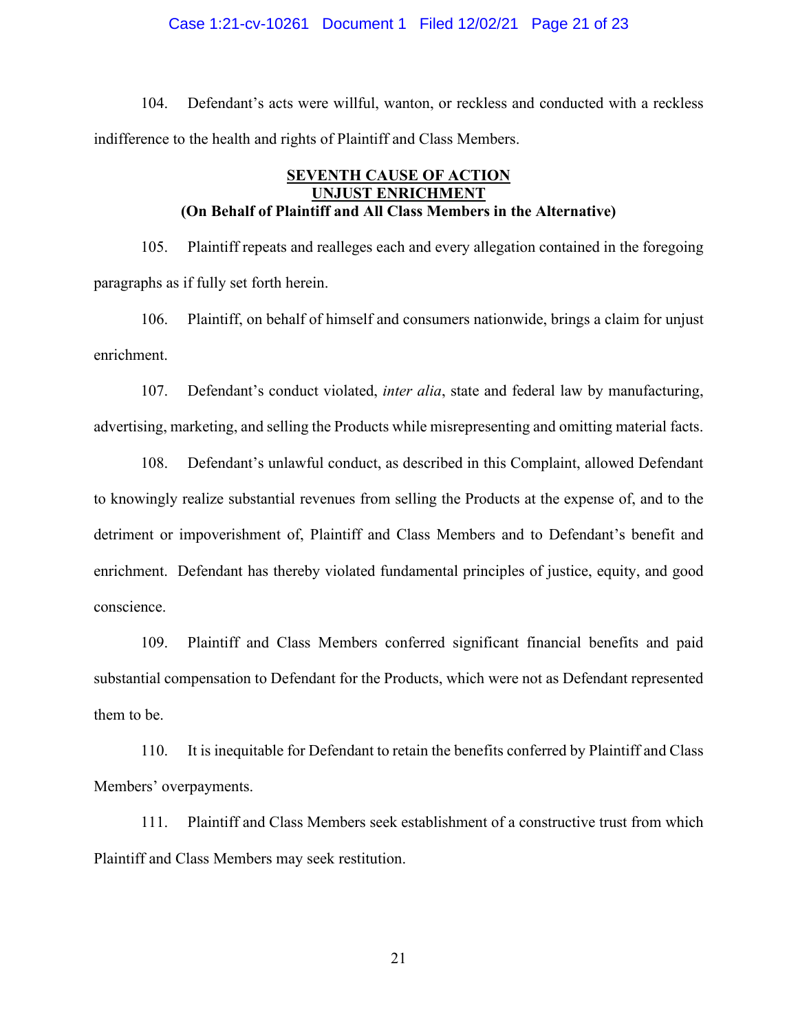104. Defendant's acts were willful, wanton, or reckless and conducted with a reckless indifference to the health and rights of Plaintiff and Class Members.

**SEVENTH CAUSE OF ACTION**
**UNJUST ENRICHMENT**
**(On Behalf of Plaintiff and All Class Members in the Alternative)**

105. Plaintiff repeats and realleges each and every allegation contained in the foregoing paragraphs as if fully set forth herein.

106. Plaintiff, on behalf of himself and consumers nationwide, brings a claim for unjust enrichment.

107. Defendant's conduct violated, *inter alia*, state and federal law by manufacturing, advertising, marketing, and selling the Products while misrepresenting and omitting material facts.

108. Defendant's unlawful conduct, as described in this Complaint, allowed Defendant to knowingly realize substantial revenues from selling the Products at the expense of, and to the detriment or impoverishment of, Plaintiff and Class Members and to Defendant's benefit and enrichment. Defendant has thereby violated fundamental principles of justice, equity, and good conscience.

109. Plaintiff and Class Members conferred significant financial benefits and paid substantial compensation to Defendant for the Products, which were not as Defendant represented them to be.

110. It is inequitable for Defendant to retain the benefits conferred by Plaintiff and Class Members' overpayments.

111. Plaintiff and Class Members seek establishment of a constructive trust from which Plaintiff and Class Members may seek restitution.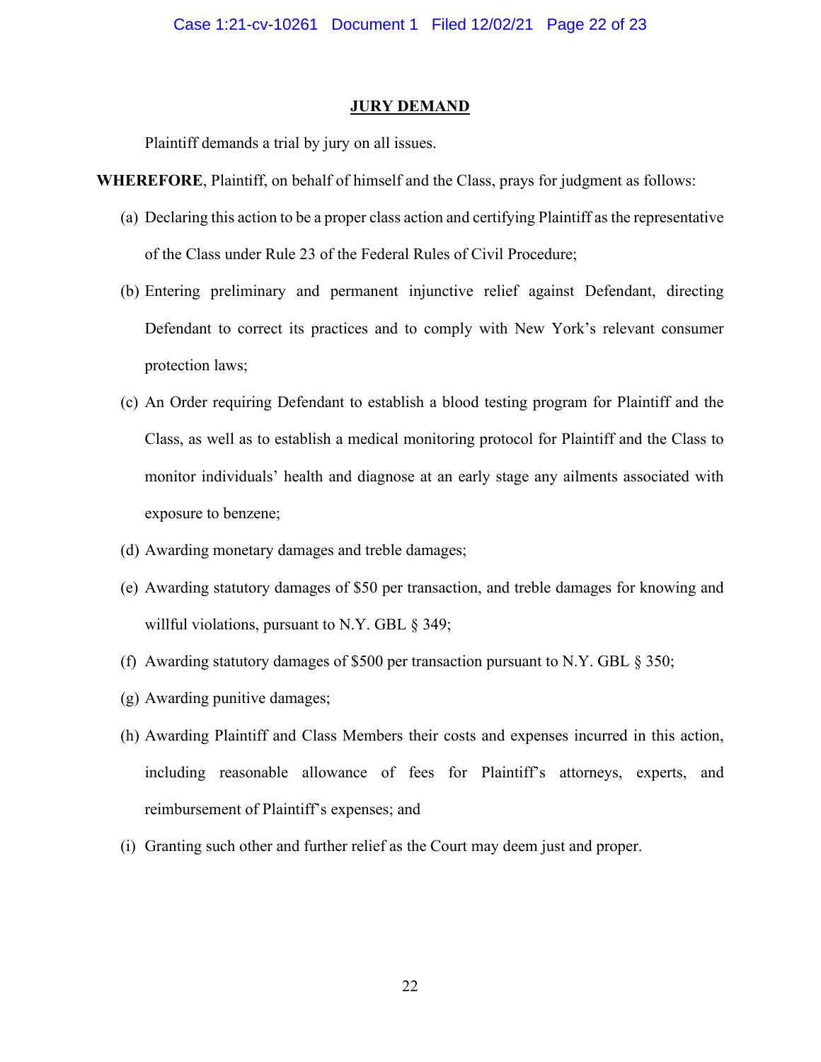## JURY DEMAND

Plaintiff demands a trial by jury on all issues.

**WHEREFORE**, Plaintiff, on behalf of himself and the Class, prays for judgment as follows:

(a) Declaring this action to be a proper class action and certifying Plaintiff as the representative of the Class under Rule 23 of the Federal Rules of Civil Procedure;

(b) Entering preliminary and permanent injunctive relief against Defendant, directing Defendant to correct its practices and to comply with New York's relevant consumer protection laws;

(c) An Order requiring Defendant to establish a blood testing program for Plaintiff and the Class, as well as to establish a medical monitoring protocol for Plaintiff and the Class to monitor individuals' health and diagnose at an early stage any ailments associated with exposure to benzene;

(d) Awarding monetary damages and treble damages;

(e) Awarding statutory damages of $50 per transaction, and treble damages for knowing and willful violations, pursuant to N.Y. GBL § 349;

(f) Awarding statutory damages of $500 per transaction pursuant to N.Y. GBL § 350;

(g) Awarding punitive damages;

(h) Awarding Plaintiff and Class Members their costs and expenses incurred in this action, including reasonable allowance of fees for Plaintiff's attorneys, experts, and reimbursement of Plaintiff's expenses; and

(i) Granting such other and further relief as the Court may deem just and proper.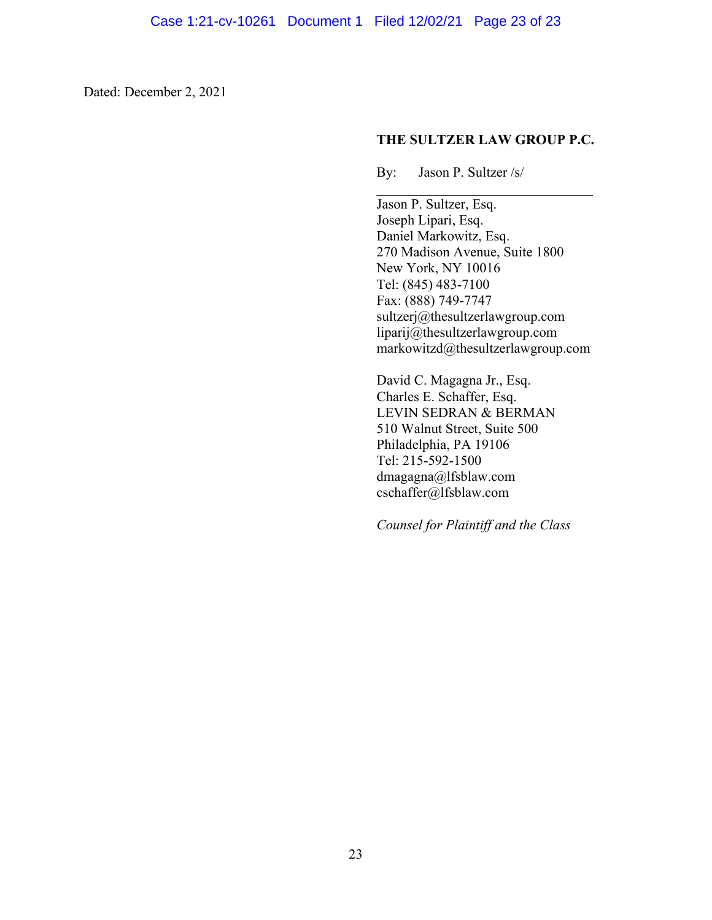Dated: December 2, 2021

**THE SULTZER LAW GROUP P.C.**

By: Jason P. Sultzer /s/

\_\_\_\_\_\_\_\_\_\_\_\_\_\_\_\_\_\_\_\_\_\_\_\_\_\_\_\_\_\_

Jason P. Sultzer, Esq.
Joseph Lipari, Esq.
Daniel Markowitz, Esq.
270 Madison Avenue, Suite 1800
New York, NY 10016
Tel: (845) 483-7100
Fax: (888) 749-7747
sultzerj@thesultzerlawgroup.com
liparij@thesultzerlawgroup.com
markowitzd@thesultzerlawgroup.com

David C. Magagna Jr., Esq.
Charles E. Schaffer, Esq.
LEVIN SEDRAN & BERMAN
510 Walnut Street, Suite 500
Philadelphia, PA 19106
Tel: 215-592-1500
dmagagna@lfsblaw.com
cschaffer@lfsblaw.com

*Counsel for Plaintiff and the Class*